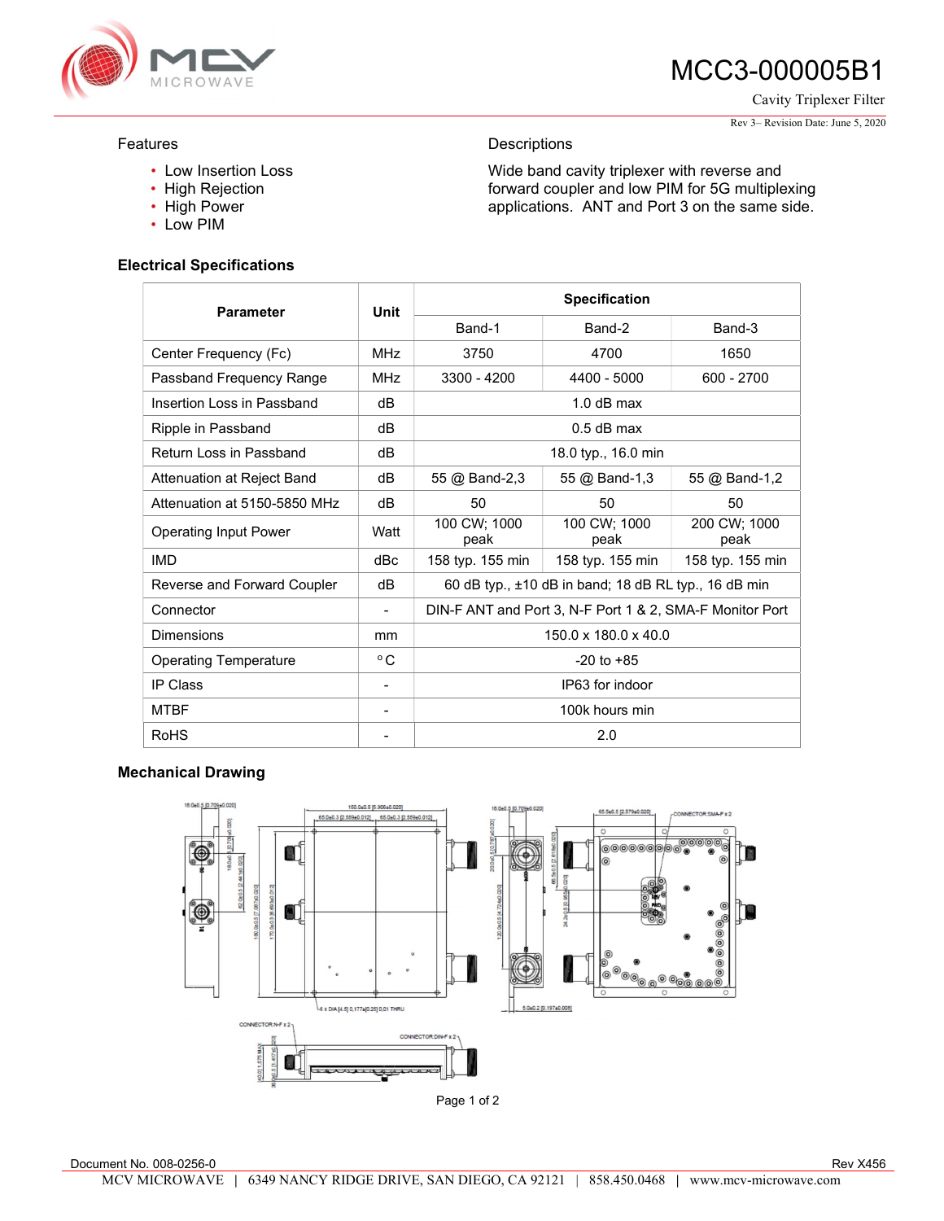# MCC3-000005B1

Cavity Triplexer Filter

Rev 3– Revision Date: June 5, 2020

## Features

- Low Insertion Loss
- High Rejection
- High Power
- Low PIM

## Descriptions

Wide band cavity triplexer with reverse and forward coupler and low PIM for 5G multiplexing applications. ANT and Port 3 on the same side.

## Electrical Specifications

| Parameter | Unit | Specification | | |
|---|---|---|---|---|
| | | Band-1 | Band-2 | Band-3 |
| Center Frequency (Fc) | MHz | 3750 | 4700 | 1650 |
| Passband Frequency Range | MHz | 3300 - 4200 | 4400 - 5000 | 600 - 2700 |
| Insertion Loss in Passband | dB | 1.0 dB max | | |
| Ripple in Passband | dB | 0.5 dB max | | |
| Return Loss in Passband | dB | 18.0 typ., 16.0 min | | |
| Attenuation at Reject Band | dB | 55 @ Band-2,3 | 55 @ Band-1,3 | 55 @ Band-1,2 |
| Attenuation at 5150-5850 MHz | dB | 50 | 50 | 50 |
| Operating Input Power | Watt | 100 CW; 1000 peak | 100 CW; 1000 peak | 200 CW; 1000 peak |
| IMD | dBc | 158 typ. 155 min | 158 typ. 155 min | 158 typ. 155 min |
| Reverse and Forward Coupler | dB | 60 dB typ., ±10 dB in band; 18 dB RL typ., 16 dB min | | |
| Connector | - | DIN-F ANT and Port 3, N-F Port 1 & 2, SMA-F Monitor Port | | |
| Dimensions | mm | 150.0 x 180.0 x 40.0 | | |
| Operating Temperature | °C | -20 to +85 | | |
| IP Class | - | IP63 for indoor | | |
| MTBF | - | 100k hours min | | |
| RoHS | - | 2.0 | | |

## Mechanical Drawing

Document No. 008-0256-0

Rev X456

MCV MICROWAVE | 6349 NANCY RIDGE DRIVE, SAN DIEGO, CA 92121 | 858.450.0468 | www.mcv-microwave.com